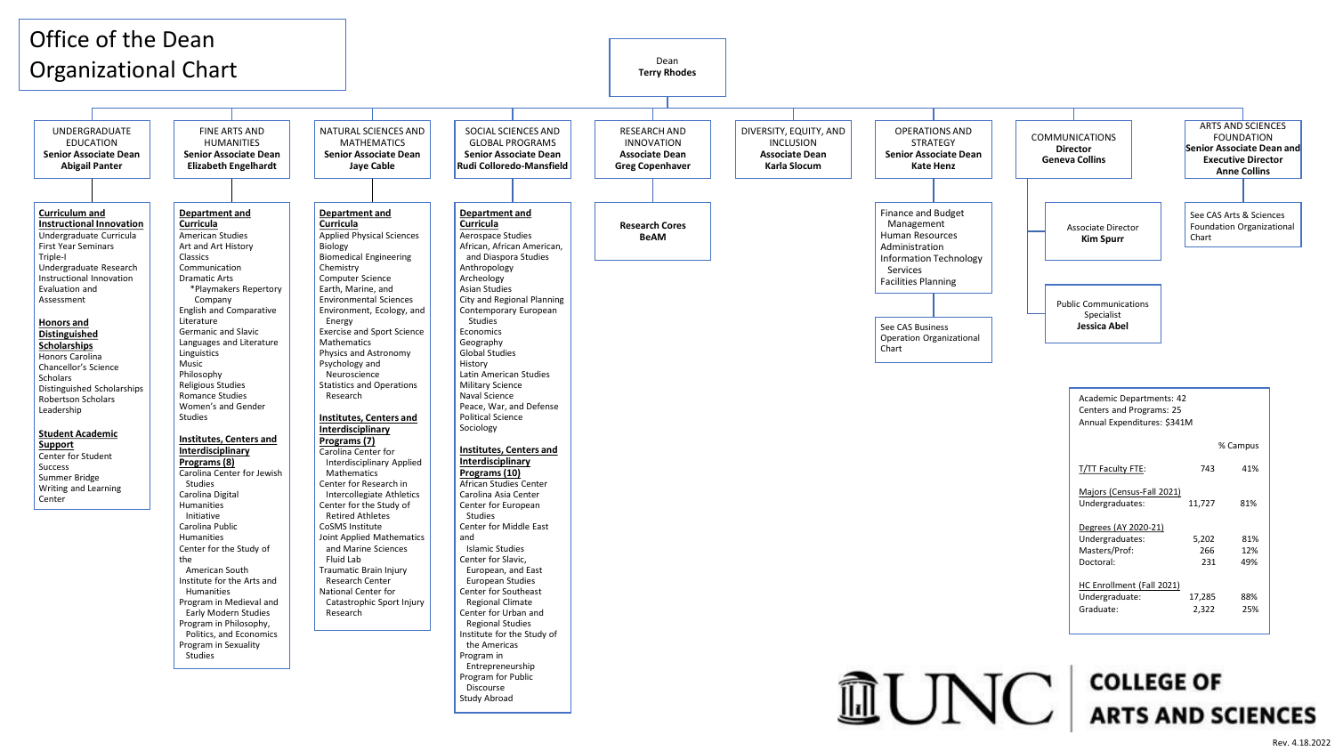# Office of the Dean Organizational Chart

**Dean**
**Terry Rhodes**

## UNDERGRADUATE EDUCATION
**Senior Associate Dean**
**Abigail Panter**

**Curriculum and Instructional Innovation**
- Undergraduate Curricula
- First Year Seminars
- Triple-I
- Undergraduate Research
- Instructional Innovation
- Evaluation and Assessment

**Honors and Distinguished Scholarships**
- Honors Carolina
- Chancellor's Science Scholars
- Distinguished Scholarships
- Robertson Scholars
- Leadership

**Student Academic Support**
- Center for Student Success
- Summer Bridge
- Writing and Learning Center

## FINE ARTS AND HUMANITIES
**Senior Associate Dean**
**Elizabeth Engelhardt**

**Department and Curricula**
- American Studies
- Art and Art History
- Classics
- Communication
- Dramatic Arts
  - *Playmakers Repertory Company
- English and Comparative Literature
- Germanic and Slavic Languages and Literature
- Linguistics
- Music
- Philosophy
- Religious Studies
- Romance Studies
- Women's and Gender Studies

**Institutes, Centers and Interdisciplinary Programs (8)**
- Carolina Center for Jewish Studies
- Carolina Digital Humanities Initiative
- Carolina Public Humanities
- Center for the Study of the American South
- Institute for the Arts and Humanities
- Program in Medieval and Early Modern Studies
- Program in Philosophy, Politics, and Economics
- Program in Sexuality Studies

## NATURAL SCIENCES AND MATHEMATICS
**Senior Associate Dean**
**Jaye Cable**

**Department and Curricula**
- Applied Physical Sciences
- Biology
- Biomedical Engineering
- Chemistry
- Computer Science
- Earth, Marine, and Environmental Sciences
- Environment, Ecology, and Energy
- Exercise and Sport Science
- Mathematics
- Physics and Astronomy
- Psychology and Neuroscience
- Statistics and Operations Research

**Institutes, Centers and Interdisciplinary Programs (7)**
- Carolina Center for Interdisciplinary Applied Mathematics
- Center for Research in Intercollegiate Athletics
- Center for the Study of Retired Athletes
- CoSMS Institute
- Joint Applied Mathematics and Marine Sciences Fluid Lab
- Traumatic Brain Injury Research Center
- National Center for Catastrophic Sport Injury Research

## SOCIAL SCIENCES AND GLOBAL PROGRAMS
**Senior Associate Dean**
**Rudi Colloredo-Mansfield**

**Department and Curricula**
- Aerospace Studies
- African, African American, and Diaspora Studies
- Anthropology
- Archeology
- Asian Studies
- City and Regional Planning
- Contemporary European Studies
- Economics
- Geography
- Global Studies
- History
- Latin American Studies
- Military Science
- Naval Science
- Peace, War, and Defense
- Political Science
- Sociology

**Institutes, Centers and Interdisciplinary Programs (10)**
- African Studies Center
- Carolina Asia Center
- Center for European Studies
- Center for Middle East and Islamic Studies
- Center for Slavic, European, and East European Studies
- Center for Southeast Regional Climate
- Center for Urban and Regional Studies
- Institute for the Study of the Americas
- Program in Entrepreneurship
- Program for Public Discourse
- Study Abroad

## RESEARCH AND INNOVATION
**Associate Dean**
**Greg Copenhaver**

**Research Cores**
**BeAM**

## DIVERSITY, EQUITY, AND INCLUSION
**Associate Dean**
**Karla Slocum**

## OPERATIONS AND STRATEGY
**Senior Associate Dean**
**Kate Henz**

- Finance and Budget Management
- Human Resources
- Administration
- Information Technology Services
- Facilities Planning

See CAS Business Operation Organizational Chart

## COMMUNICATIONS
**Director**
**Geneva Collins**

Associate Director
**Kim Spurr**

Public Communications Specialist
**Jessica Abel**

## ARTS AND SCIENCES FOUNDATION
**Senior Associate Dean and Executive Director**
**Anne Collins**

See CAS Arts & Sciences Foundation Organizational Chart

---

Academic Departments: 42
Centers and Programs: 25
Annual Expenditures: $341M

| | | % Campus |
|---|---|---|
| T/TT Faculty FTE: | 743 | 41% |
| **Majors (Census-Fall 2021)** | | |
| Undergraduates: | 11,727 | 81% |
| **Degrees (AY 2020-21)** | | |
| Undergraduates: | 5,202 | 81% |
| Masters/Prof: | 266 | 12% |
| Doctoral: | 231 | 49% |
| **HC Enrollment (Fall 2021)** | | |
| Undergraduate: | 17,285 | 88% |
| Graduate: | 2,322 | 25% |

UNC COLLEGE OF ARTS AND SCIENCES

Rev. 4.18.2022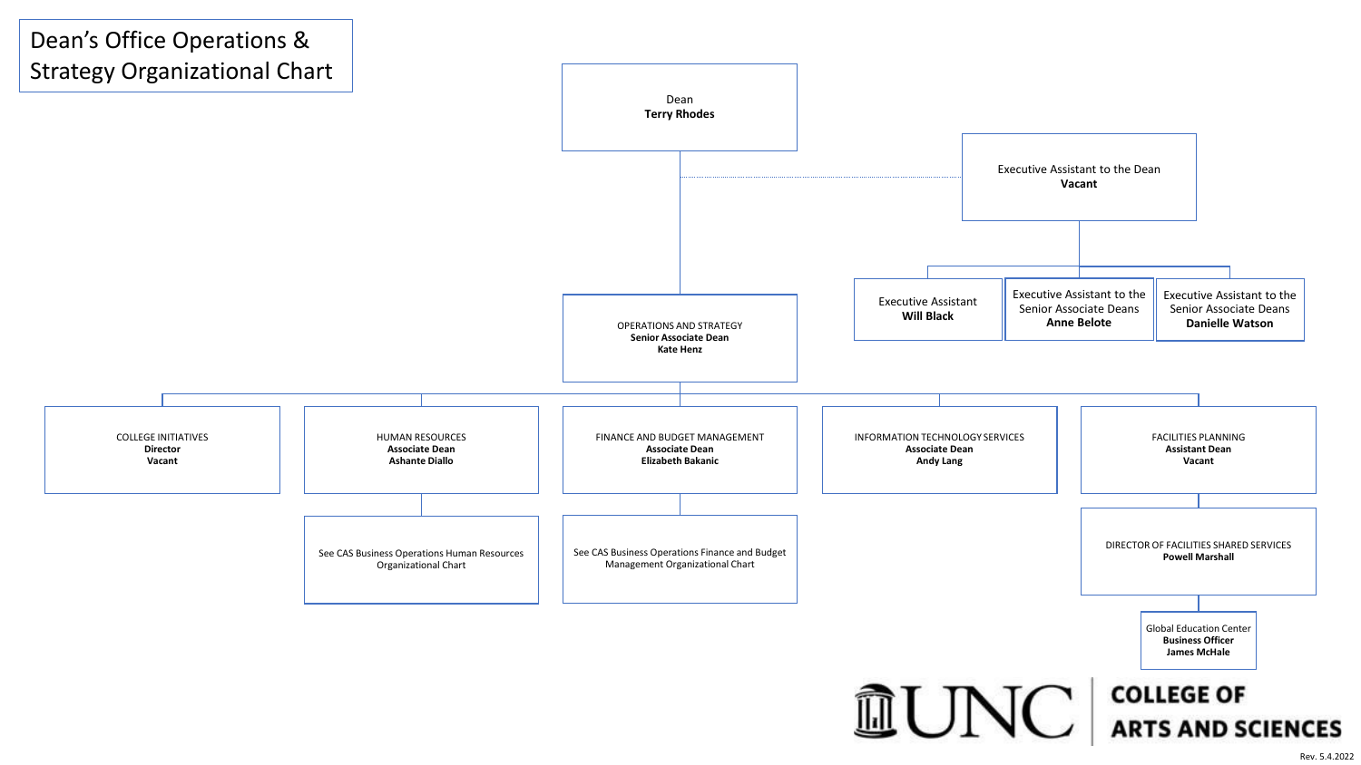# Dean's Office Operations & Strategy Organizational Chart

- Dean
  **Terry Rhodes**
  - Executive Assistant to the Dean
    **Vacant**
    - Executive Assistant
      **Will Black**
    - Executive Assistant to the Senior Associate Deans
      **Anne Belote**
    - Executive Assistant to the Senior Associate Deans
      **Danielle Watson**
  - OPERATIONS AND STRATEGY
    **Senior Associate Dean**
    **Kate Henz**
    - COLLEGE INITIATIVES
      **Director**
      **Vacant**
    - HUMAN RESOURCES
      **Associate Dean**
      **Ashante Diallo**
      - See CAS Business Operations Human Resources Organizational Chart
    - FINANCE AND BUDGET MANAGEMENT
      **Associate Dean**
      **Elizabeth Bakanic**
      - See CAS Business Operations Finance and Budget Management Organizational Chart
    - INFORMATION TECHNOLOGY SERVICES
      **Associate Dean**
      **Andy Lang**
    - FACILITIES PLANNING
      **Assistant Dean**
      **Vacant**
      - DIRECTOR OF FACILITIES SHARED SERVICES
        **Powell Marshall**
        - Global Education Center
          **Business Officer**
          **James McHale**

UNC COLLEGE OF ARTS AND SCIENCES

Rev. 5.4.2022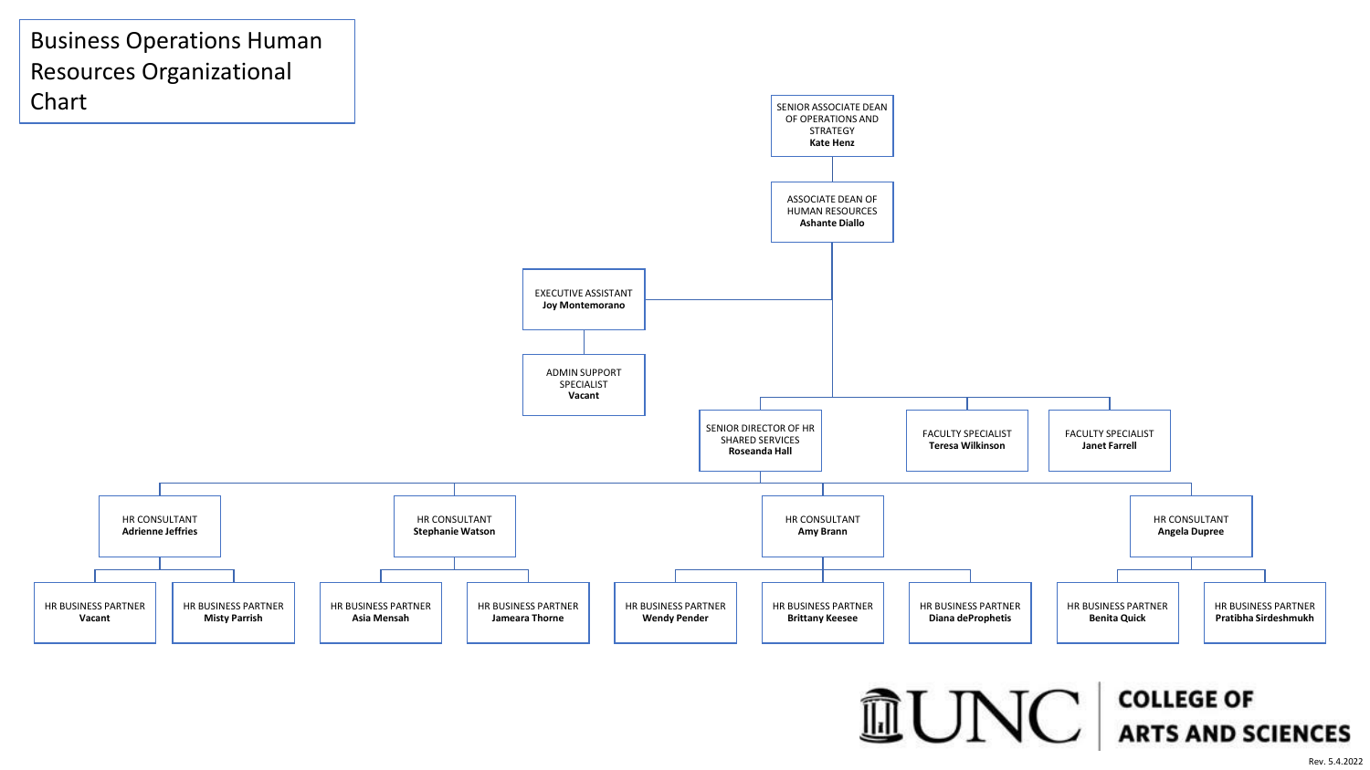# Business Operations Human Resources Organizational Chart

- SENIOR ASSOCIATE DEAN OF OPERATIONS AND STRATEGY **Kate Henz**
  - ASSOCIATE DEAN OF HUMAN RESOURCES **Ashante Diallo**
    - EXECUTIVE ASSISTANT **Joy Montemorano**
      - ADMIN SUPPORT SPECIALIST **Vacant**
    - SENIOR DIRECTOR OF HR SHARED SERVICES **Roseanda Hall**
      - HR CONSULTANT **Adrienne Jeffries**
        - HR BUSINESS PARTNER **Vacant**
        - HR BUSINESS PARTNER **Misty Parrish**
      - HR CONSULTANT **Stephanie Watson**
        - HR BUSINESS PARTNER **Asia Mensah**
        - HR BUSINESS PARTNER **Jameara Thorne**
      - HR CONSULTANT **Amy Brann**
        - HR BUSINESS PARTNER **Wendy Pender**
        - HR BUSINESS PARTNER **Brittany Keesee**
        - HR BUSINESS PARTNER **Diana deProphetis**
      - HR CONSULTANT **Angela Dupree**
        - HR BUSINESS PARTNER **Benita Quick**
        - HR BUSINESS PARTNER **Pratibha Sirdeshmukh**
    - FACULTY SPECIALIST **Teresa Wilkinson**
    - FACULTY SPECIALIST **Janet Farrell**

UNC COLLEGE OF ARTS AND SCIENCES

Rev. 5.4.2022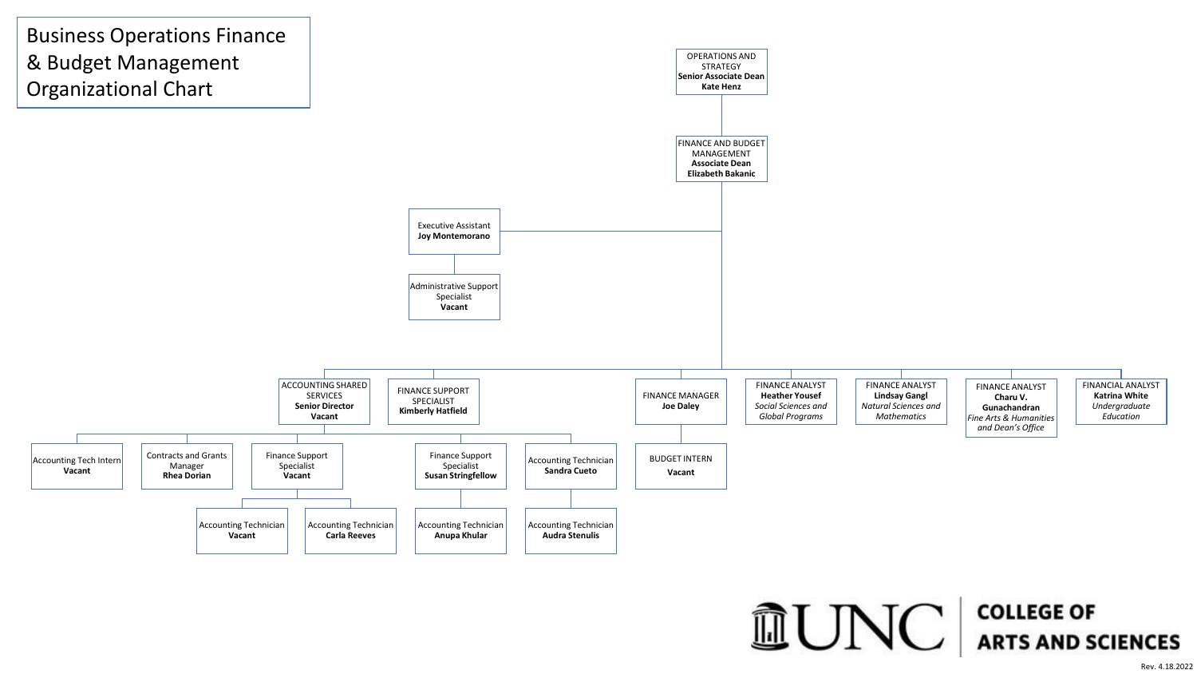# Business Operations Finance & Budget Management Organizational Chart

- **OPERATIONS AND STRATEGY** — **Senior Associate Dean** — **Kate Henz**
  - **FINANCE AND BUDGET MANAGEMENT** — **Associate Dean** — **Elizabeth Bakanic**
    - Executive Assistant — **Joy Montemorano**
      - Administrative Support Specialist — **Vacant**
    - ACCOUNTING SHARED SERVICES — **Senior Director** — **Vacant**
      - Accounting Tech Intern — **Vacant**
      - Contracts and Grants Manager — **Rhea Dorian**
      - Finance Support Specialist — **Vacant**
        - Accounting Technician — **Vacant**
        - Accounting Technician — **Carla Reeves**
      - Finance Support Specialist — **Susan Stringfellow**
        - Accounting Technician — **Anupa Khular**
      - Accounting Technician — **Sandra Cueto**
        - Accounting Technician — **Audra Stenulis**
    - FINANCE SUPPORT SPECIALIST — **Kimberly Hatfield**
    - FINANCE MANAGER — **Joe Daley**
      - BUDGET INTERN — **Vacant**
    - FINANCE ANALYST — **Heather Yousef** — *Social Sciences and Global Programs*
    - FINANCE ANALYST — **Lindsay Gangl** — *Natural Sciences and Mathematics*
    - FINANCE ANALYST — **Charu V. Gunachandran** — *Fine Arts & Humanities and Dean's Office*
    - FINANCIAL ANALYST — **Katrina White** — *Undergraduate Education*

UNC COLLEGE OF ARTS AND SCIENCES

Rev. 4.18.2022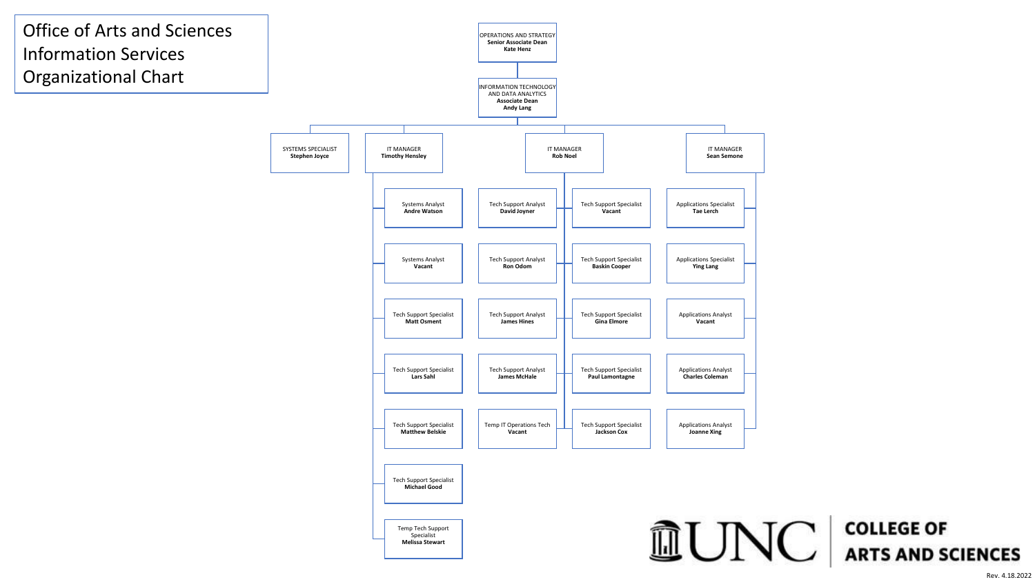# Office of Arts and Sciences Information Services Organizational Chart

- **OPERATIONS AND STRATEGY** — Senior Associate Dean: **Kate Henz**
  - **INFORMATION TECHNOLOGY AND DATA ANALYTICS** — Associate Dean: **Andy Lang**
    - **SYSTEMS SPECIALIST** — **Stephen Joyce**
    - **IT MANAGER** — **Timothy Hensley**
      - Systems Analyst — **Andre Watson**
      - Systems Analyst — **Vacant**
      - Tech Support Specialist — **Matt Osment**
      - Tech Support Specialist — **Lars Sahl**
      - Tech Support Specialist — **Matthew Belskie**
      - Tech Support Specialist — **Michael Good**
      - Temp Tech Support Specialist — **Melissa Stewart**
    - **IT MANAGER** — **Rob Noel**
      - Tech Support Analyst — **David Joyner**
      - Tech Support Analyst — **Ron Odom**
      - Tech Support Analyst — **James Hines**
      - Tech Support Analyst — **James McHale**
      - Temp IT Operations Tech — **Vacant**
      - Tech Support Specialist — **Vacant**
      - Tech Support Specialist — **Baskin Cooper**
      - Tech Support Specialist — **Gina Elmore**
      - Tech Support Specialist — **Paul Lamontagne**
      - Tech Support Specialist — **Jackson Cox**
    - **IT MANAGER** — **Sean Semone**
      - Applications Specialist — **Tae Lerch**
      - Applications Specialist — **Ying Lang**
      - Applications Analyst — **Vacant**
      - Applications Analyst — **Charles Coleman**
      - Applications Analyst — **Joanne Xing**

UNC COLLEGE OF ARTS AND SCIENCES

Rev. 4.18.2022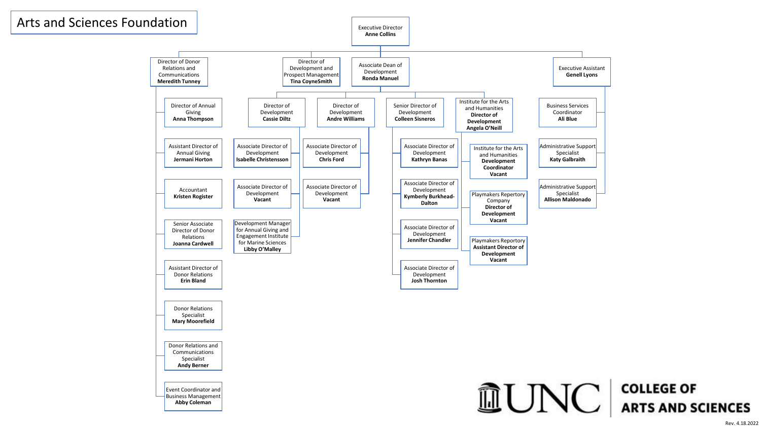# Arts and Sciences Foundation

**Executive Director**
Anne Collins

- **Director of Donor Relations and Communications** — Meredith Tunney
  - Director of Annual Giving — Anna Thompson
  - Assistant Director of Annual Giving — Jermani Horton
  - Accountant — Kristen Rogister
  - Senior Associate Director of Donor Relations — Joanna Cardwell
  - Assistant Director of Donor Relations — Erin Bland
  - Donor Relations Specialist — Mary Moorefield
  - Donor Relations and Communications Specialist — Andy Berner
  - Event Coordinator and Business Management — Abby Coleman
- **Director of Development and Prospect Management** — Tina CoyneSmith
- **Associate Dean of Development** — Ronda Manuel
  - Director of Development — Cassie Diltz
    - Associate Director of Development — Isabelle Christensson
    - Associate Director of Development — Vacant
    - Development Manager for Annual Giving and Engagement Institute for Marine Sciences — Libby O'Malley
  - Director of Development — Andre Williams
    - Associate Director of Development — Chris Ford
    - Associate Director of Development — Vacant
  - Senior Director of Development — Colleen Sisneros
    - Associate Director of Development — Kathryn Banas
    - Associate Director of Development — Kymberly Burkhead-Dalton
    - Associate Director of Development — Jennifer Chandler
    - Associate Director of Development — Josh Thornton
  - Institute for the Arts and Humanities Director of Development — Angela O'Neill
    - Institute for the Arts and Humanities Development Coordinator — Vacant
    - Playmakers Repertory Company Director of Development — Vacant
    - Playmakers Reportory Assistant Director of Development — Vacant
- **Executive Assistant** — Genell Lyons
  - Business Services Coordinator — Ali Blue
  - Administrative Support Specialist — Katy Galbraith
  - Administrative Support Specialist — Allison Maldonado

UNC COLLEGE OF ARTS AND SCIENCES

Rev. 4.18.2022